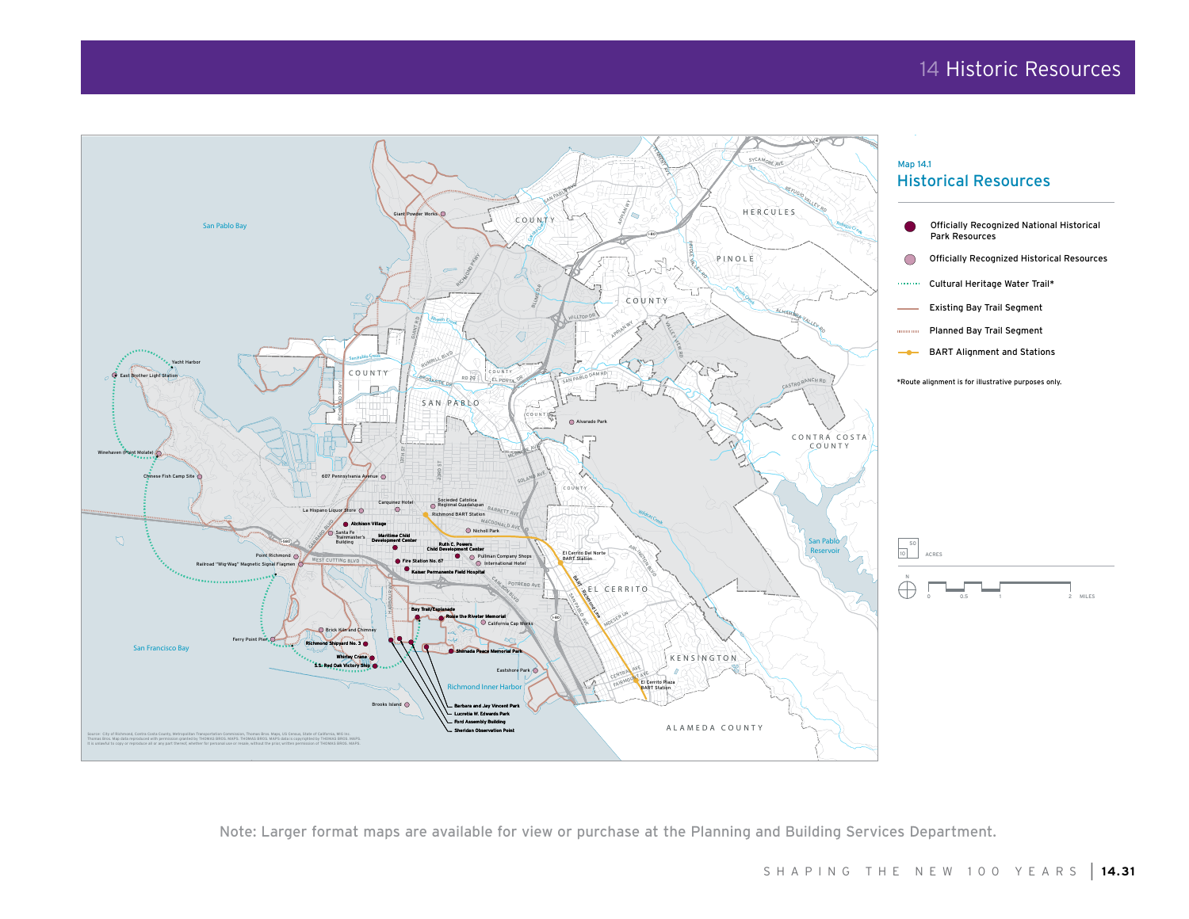# 14 Historic Resources

Map 14.1

## Historical Resources

- Officially Recognized National Historical Park Resources
- Officially Recognized Historical Resources
- Cultural Heritage Water Trail*
- Existing Bay Trail Segment
- Planned Bay Trail Segment
- BART Alignment and Stations

*Route alignment is for illustrative purposes only.

Giant Powder Works
East Brother Light Station
Yacht Harbor
Winehaven (Plant Molate)
Chinese Fish Camp Site
607 Pennsylvania Avenue
Carquinez Hotel
Sociedad Catolica Regional Guadalupan
Richmond BART Station
La Hispano Liquor Store
Atchison Village
Santa Fe Trainmaster's Building
Maritime Child Development Center
Nicholl Park
Ruth C. Powers Child Development Center
Point Richmond
Railroad "Wig-Wag" Magnetic Signal Flagmen
Fire Station No. 67
Pullman Company Shops
International Hotel
Kaiser Permanente Field Hospital
Alvarado Park
El Cerrito Del Norte BART Station
Bay Trail/Esplanade
Rosie the Riveter Memorial
California Cap Works
Brick Kiln and Chimney
Ferry Point Pier
Richmond Shipyard No. 3
Whirley Crane
S.S. Red Oak Victory Ship
Shimada Peace Memorial Park
Eastshore Park
Richmond Inner Harbor
Brooks Island
Barbara and Jay Vincent Park
Lucretia W. Edwards Park
Ford Assembly Building
Sheridan Observation Point
El Cerrito Plaza BART Station

Source: City of Richmond, Contra Costa County, Metropolitan Transportation Commission, Thomas Bros. Maps, US Census, State of California, MIG Inc. Thomas Bros. Map data reproduced with permission granted by THOMAS BROS. MAPS. THOMAS BROS. MAPS data is copyrighted by THOMAS BROS. MAPS. It is unlawful to copy or reproduce all or any part thereof, whether for personal use or resale, without the prior, written permission of THOMAS BROS. MAPS.

Note: Larger format maps are available for view or purchase at the Planning and Building Services Department.